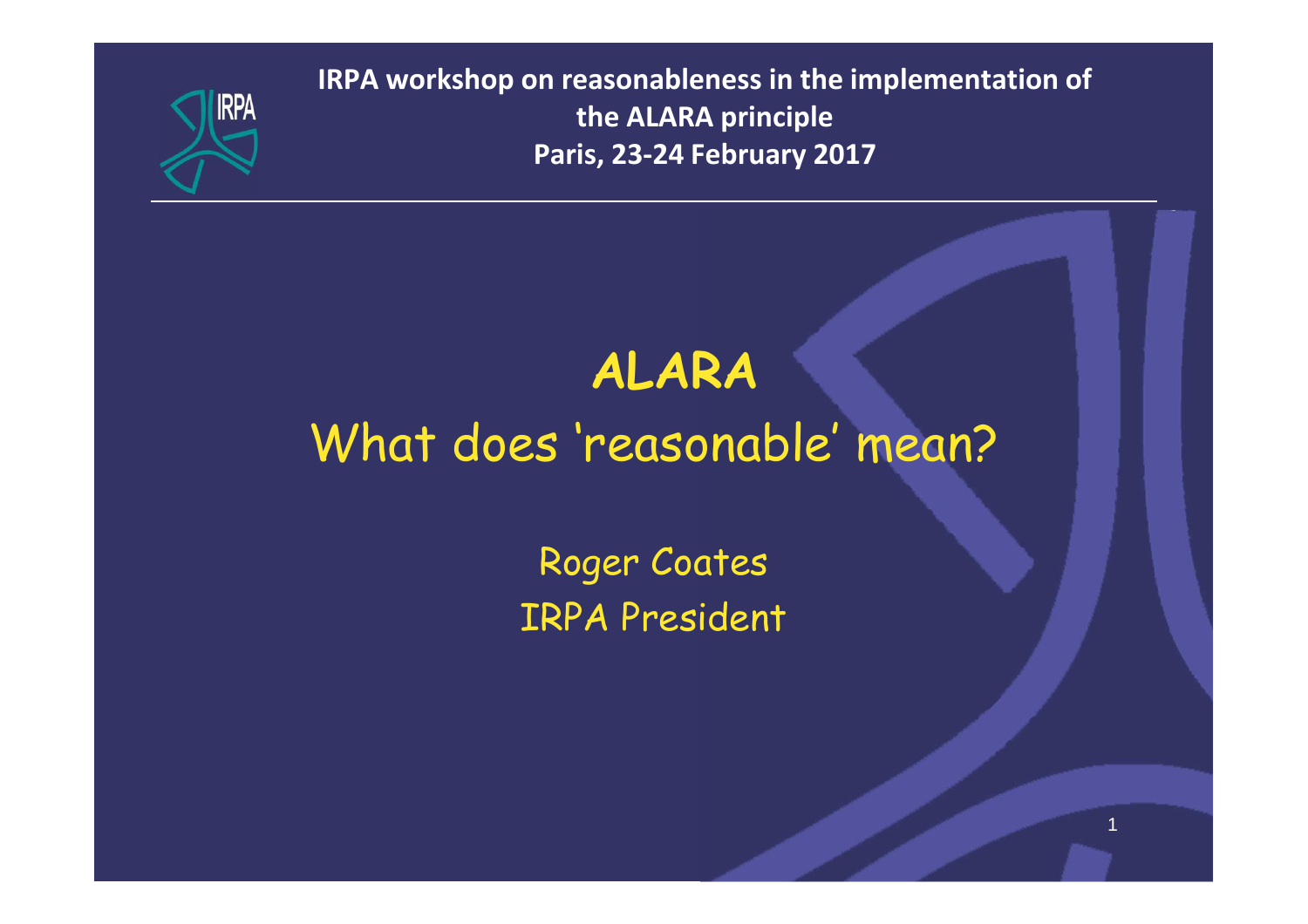IRPA workshop on reasonableness in the implementation of the ALARA principle
Paris, 23-24 February 2017

# ALARA

## What does ‘reasonable’ mean?

Roger Coates
IRPA President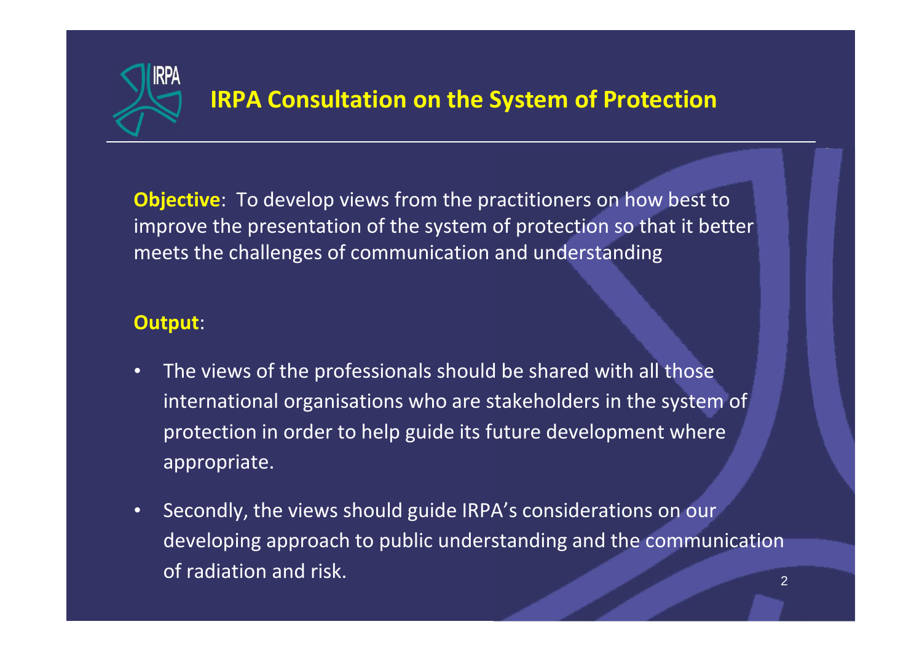# IRPA Consultation on the System of Protection

**Objective**: To develop views from the practitioners on how best to improve the presentation of the system of protection so that it better meets the challenges of communication and understanding

**Output**:

- The views of the professionals should be shared with all those international organisations who are stakeholders in the system of protection in order to help guide its future development where appropriate.
- Secondly, the views should guide IRPA's considerations on our developing approach to public understanding and the communication of radiation and risk.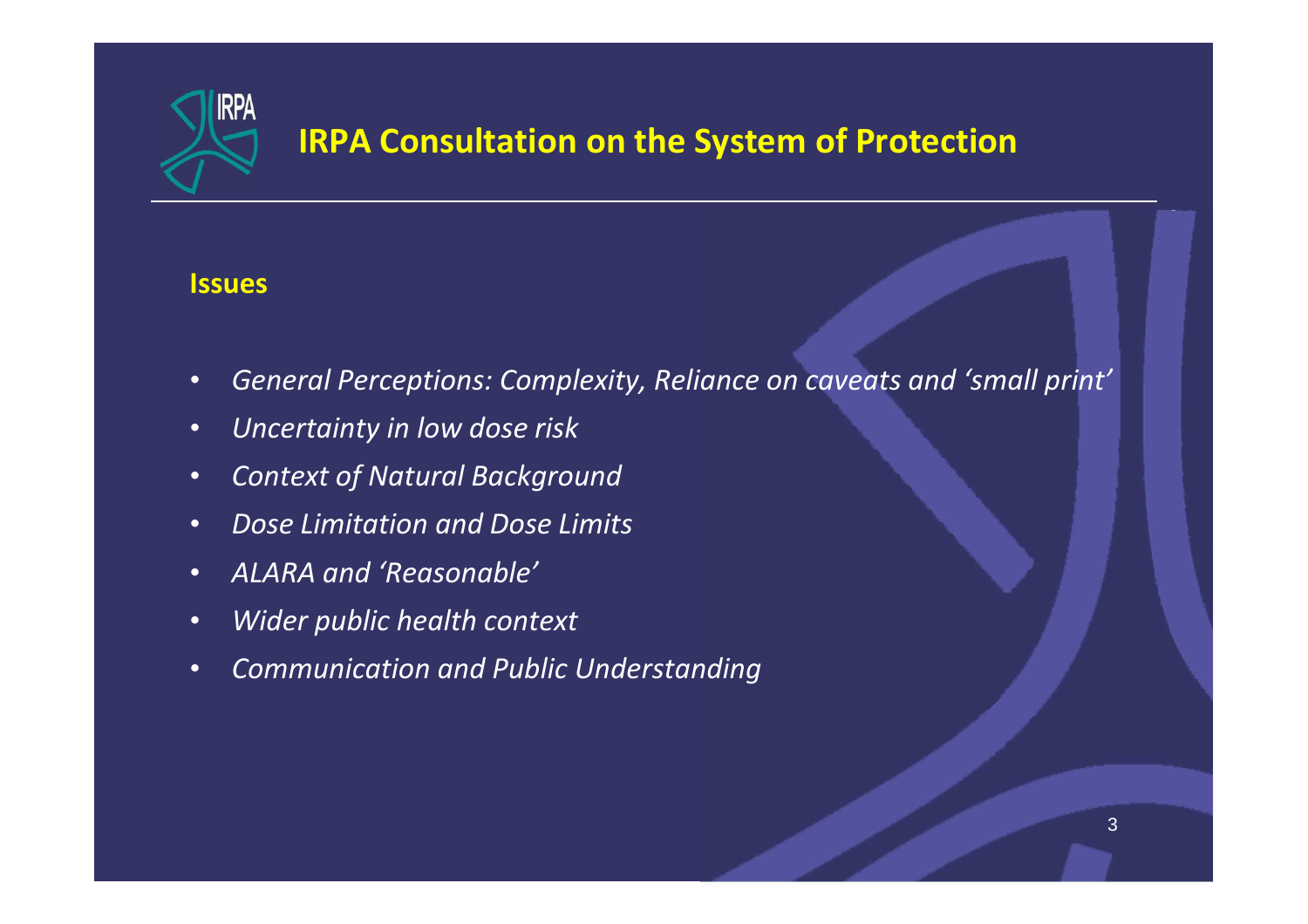# IRPA Consultation on the System of Protection

## Issues

- *General Perceptions: Complexity, Reliance on caveats and 'small print'*
- *Uncertainty in low dose risk*
- *Context of Natural Background*
- *Dose Limitation and Dose Limits*
- *ALARA and 'Reasonable'*
- *Wider public health context*
- *Communication and Public Understanding*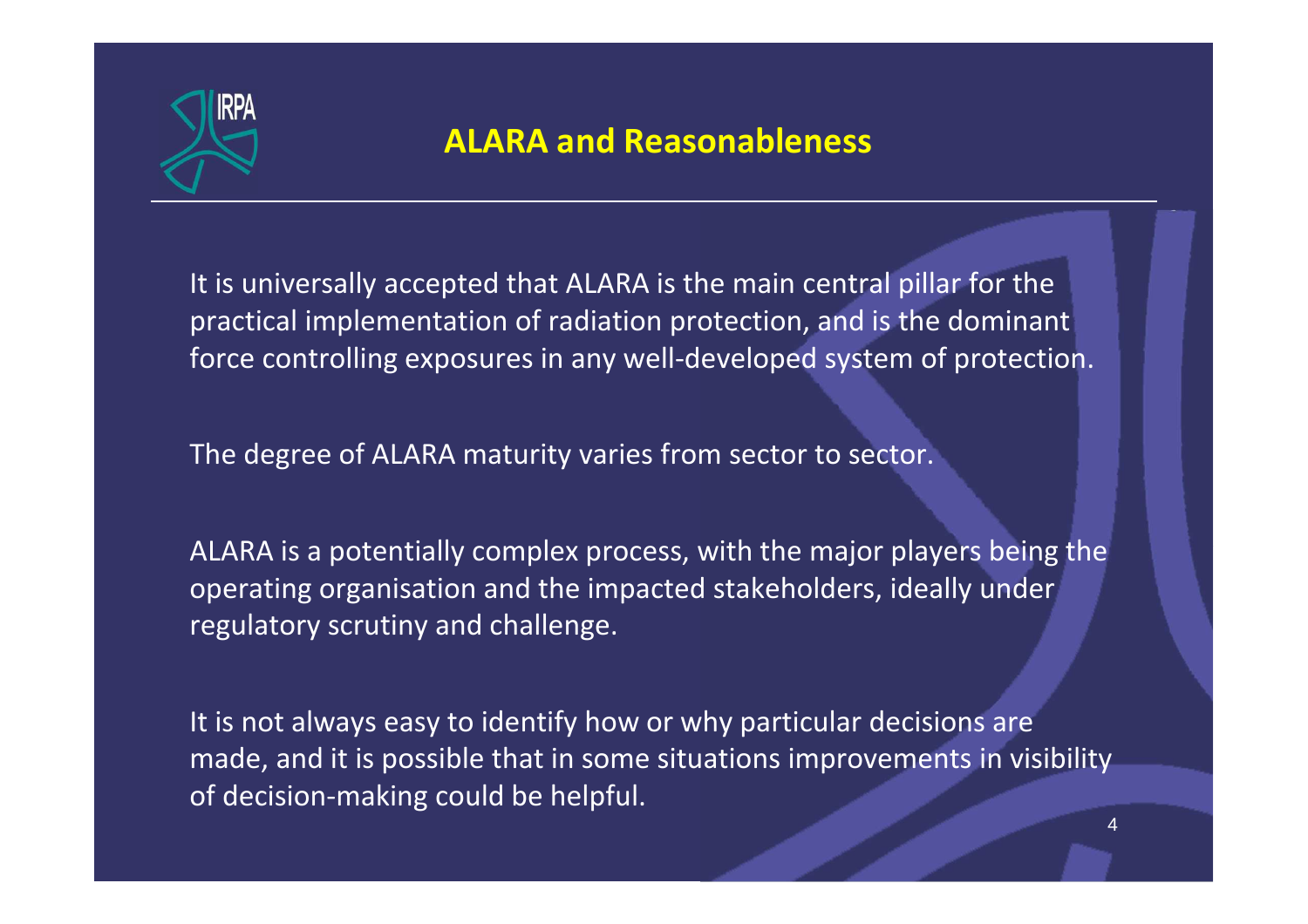## ALARA and Reasonableness

It is universally accepted that ALARA is the main central pillar for the practical implementation of radiation protection, and is the dominant force controlling exposures in any well-developed system of protection.

The degree of ALARA maturity varies from sector to sector.

ALARA is a potentially complex process, with the major players being the operating organisation and the impacted stakeholders, ideally under regulatory scrutiny and challenge.

It is not always easy to identify how or why particular decisions are made, and it is possible that in some situations improvements in visibility of decision-making could be helpful.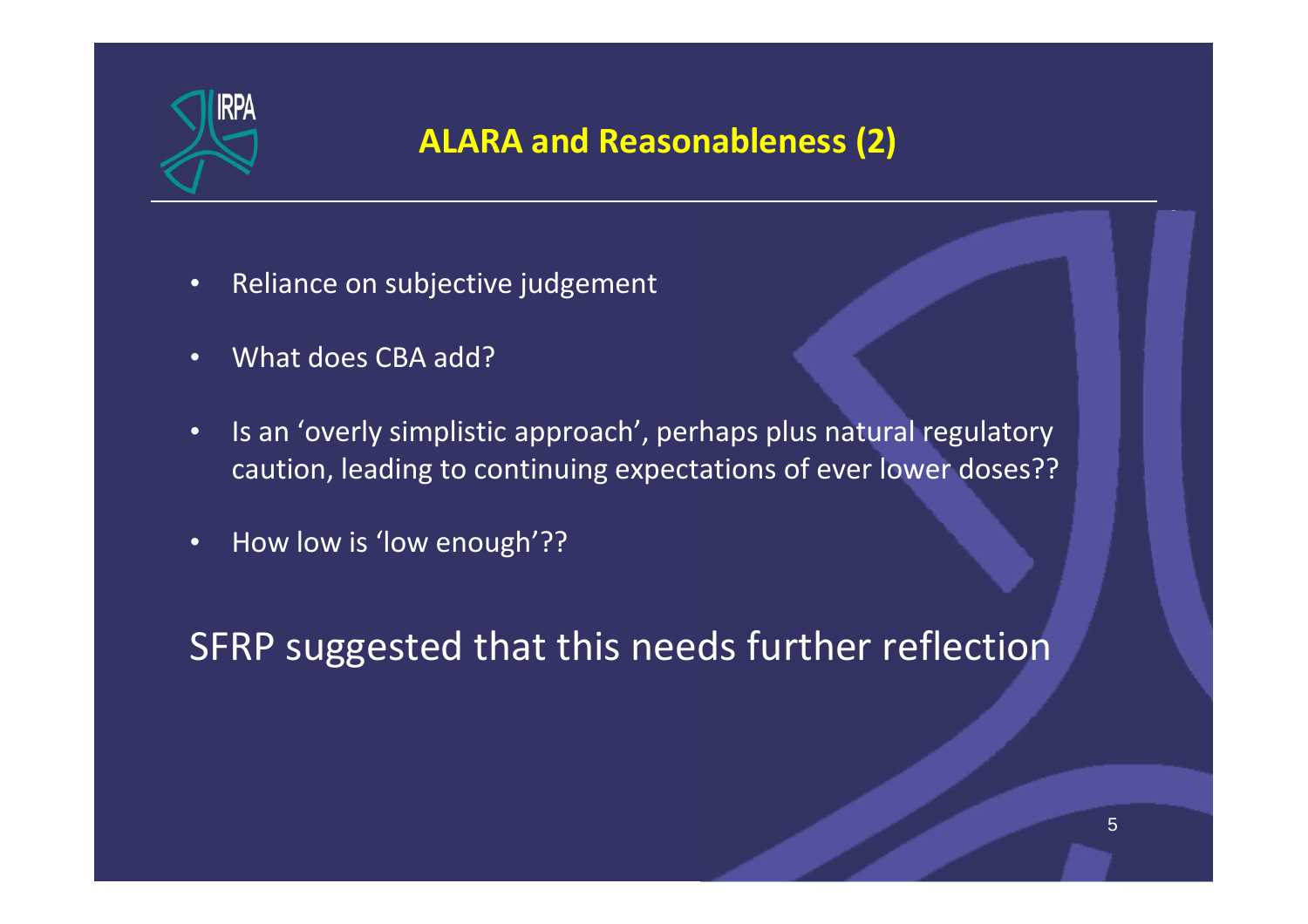## ALARA and Reasonableness (2)

- Reliance on subjective judgement
- What does CBA add?
- Is an 'overly simplistic approach', perhaps plus natural regulatory caution, leading to continuing expectations of ever lower doses??
- How low is 'low enough'??

SFRP suggested that this needs further reflection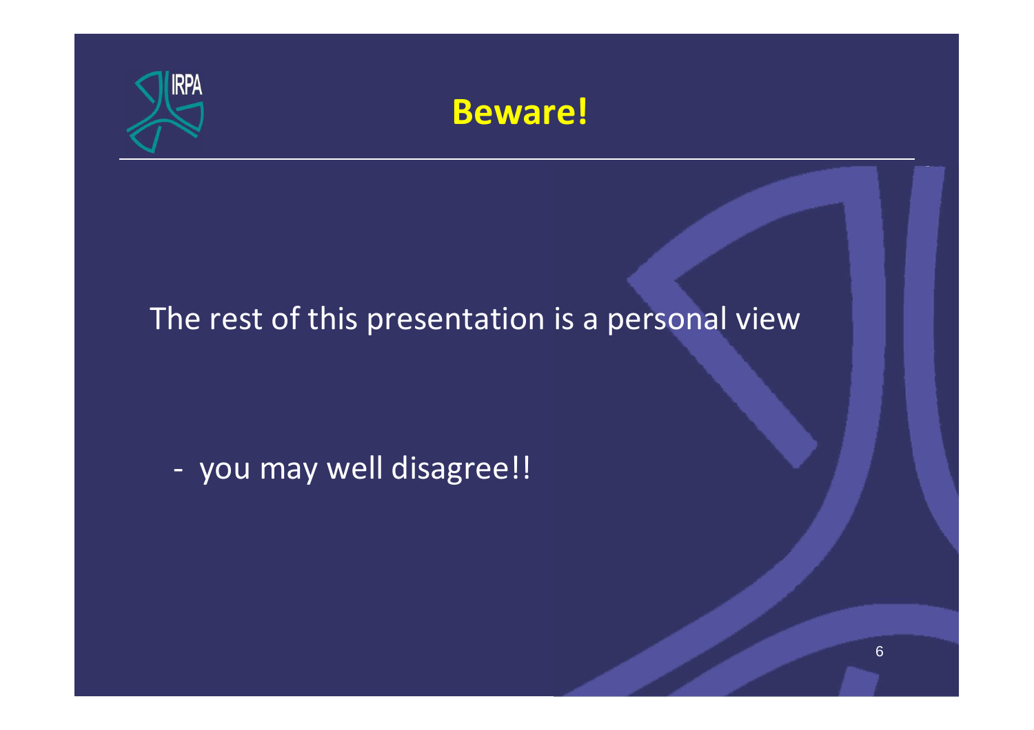# Beware!

The rest of this presentation is a personal view

- you may well disagree!!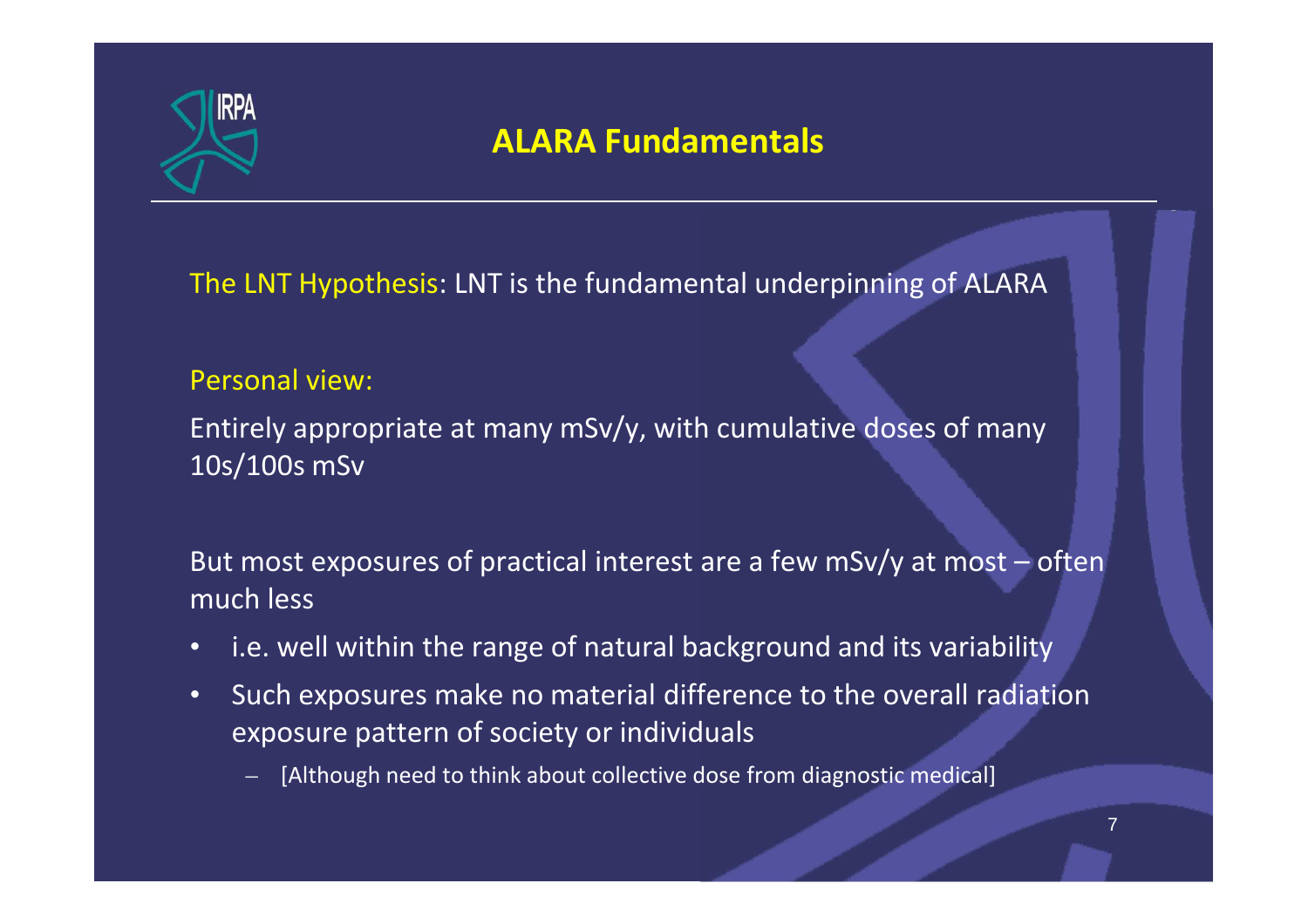## ALARA Fundamentals

The LNT Hypothesis: LNT is the fundamental underpinning of ALARA

Personal view:

Entirely appropriate at many mSv/y, with cumulative doses of many 10s/100s mSv

But most exposures of practical interest are a few mSv/y at most – often much less

- i.e. well within the range of natural background and its variability
- Such exposures make no material difference to the overall radiation exposure pattern of society or individuals
  - [Although need to think about collective dose from diagnostic medical]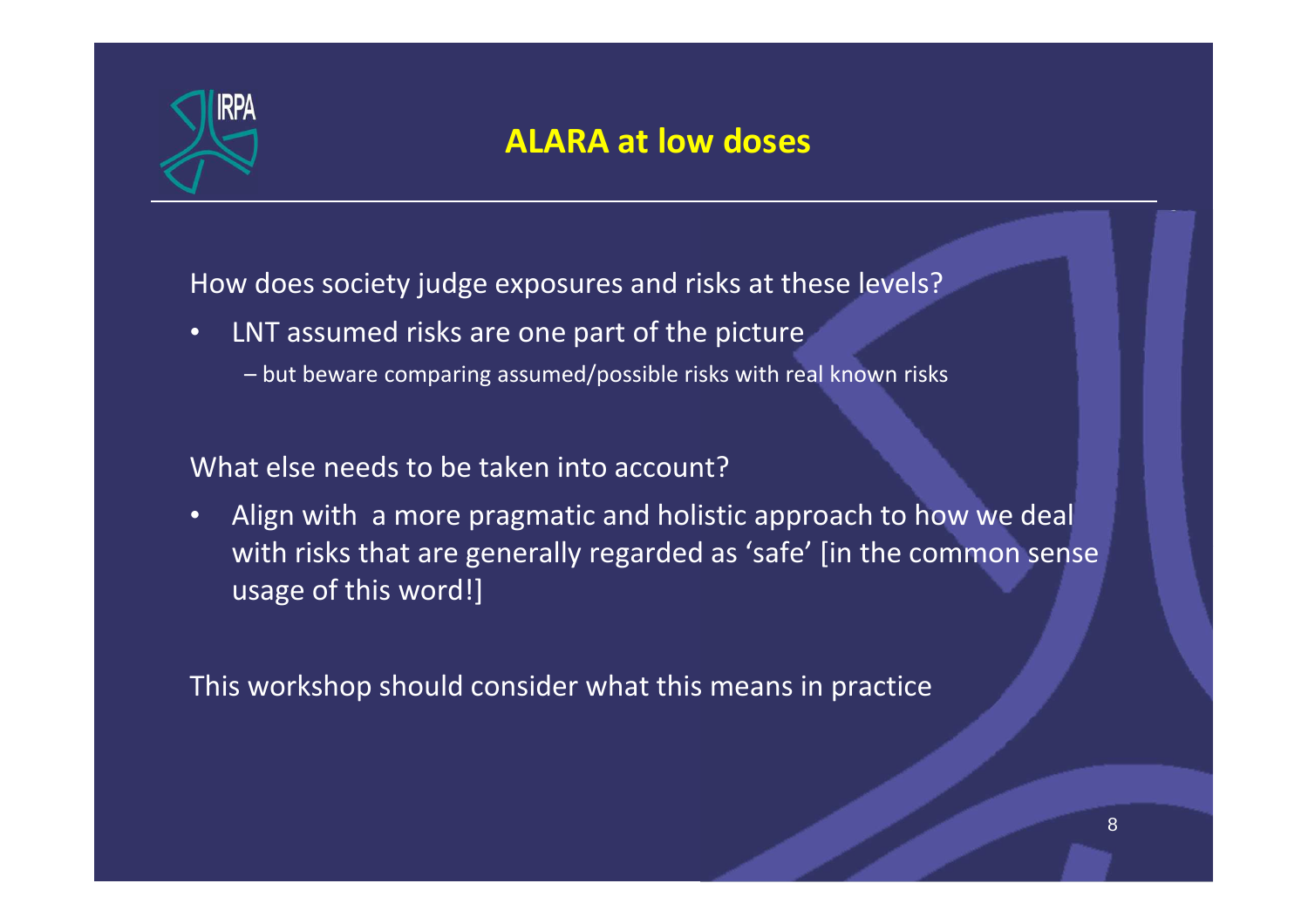## ALARA at low doses

How does society judge exposures and risks at these levels?

- LNT assumed risks are one part of the picture
  - but beware comparing assumed/possible risks with real known risks

What else needs to be taken into account?

- Align with a more pragmatic and holistic approach to how we deal with risks that are generally regarded as 'safe' [in the common sense usage of this word!]

This workshop should consider what this means in practice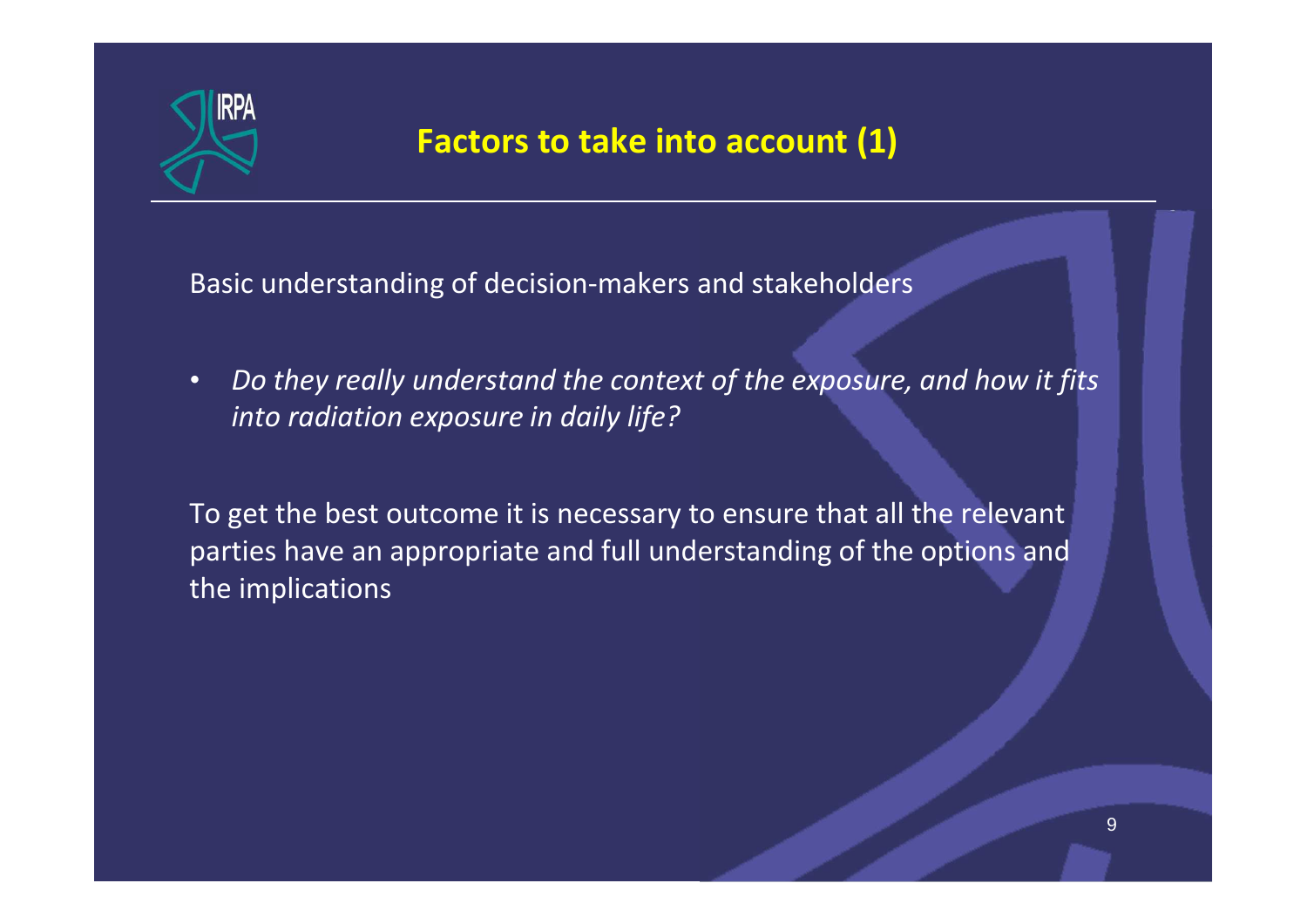# Factors to take into account (1)

Basic understanding of decision-makers and stakeholders

- *Do they really understand the context of the exposure, and how it fits into radiation exposure in daily life?*

To get the best outcome it is necessary to ensure that all the relevant parties have an appropriate and full understanding of the options and the implications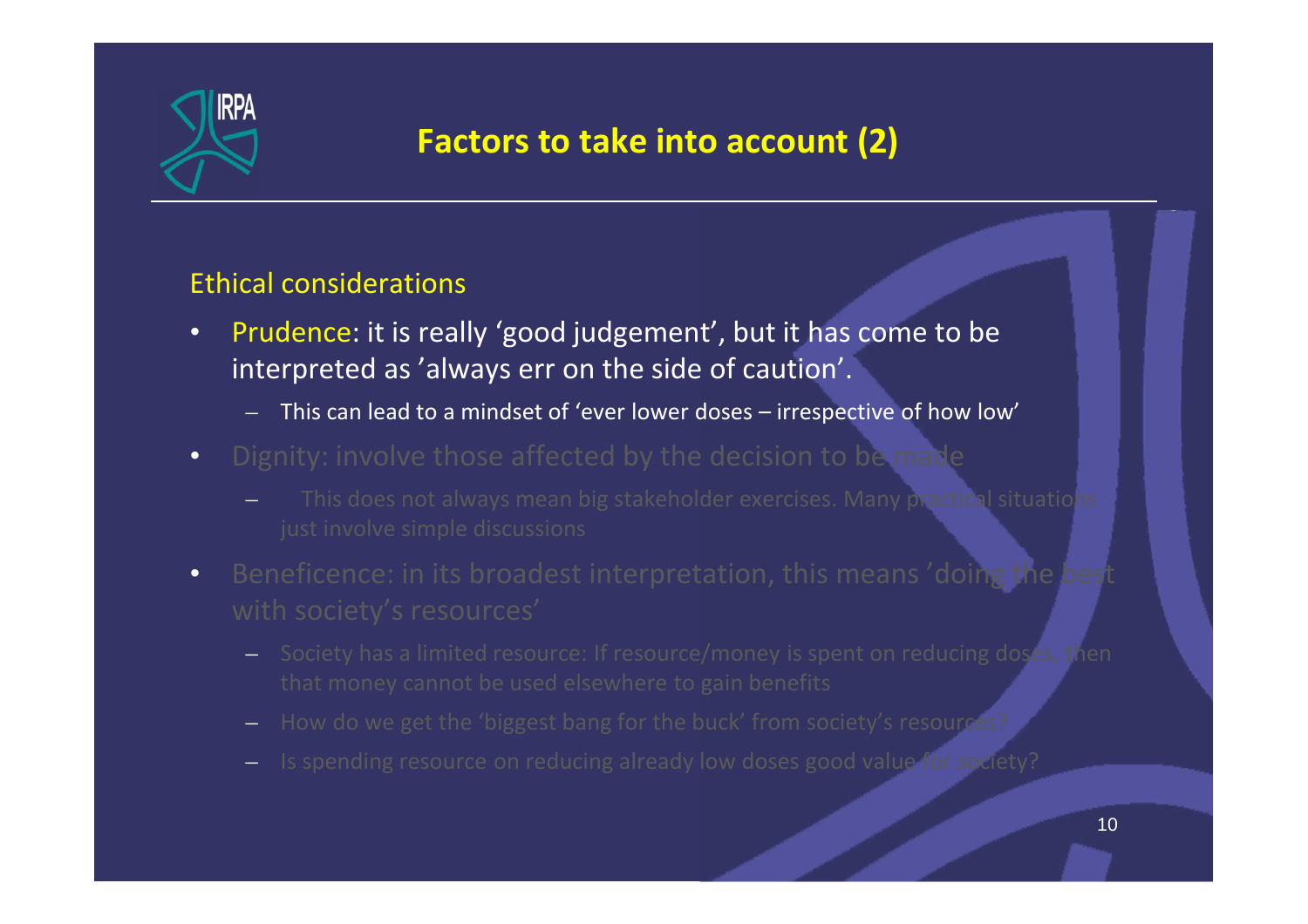# Factors to take into account (2)

## Ethical considerations

- Prudence: it is really 'good judgement', but it has come to be interpreted as 'always err on the side of caution'.
  - This can lead to a mindset of 'ever lower doses – irrespective of how low'
- Dignity: involve those affected by the decision to be made
  - This does not always mean big stakeholder exercises. Many practical situations just involve simple discussions
- Beneficence: in its broadest interpretation, this means 'doing the best with society's resources'
  - Society has a limited resource: If resource/money is spent on reducing doses, then that money cannot be used elsewhere to gain benefits
  - How do we get the 'biggest bang for the buck' from society's resources?
  - Is spending resource on reducing already low doses good value for society?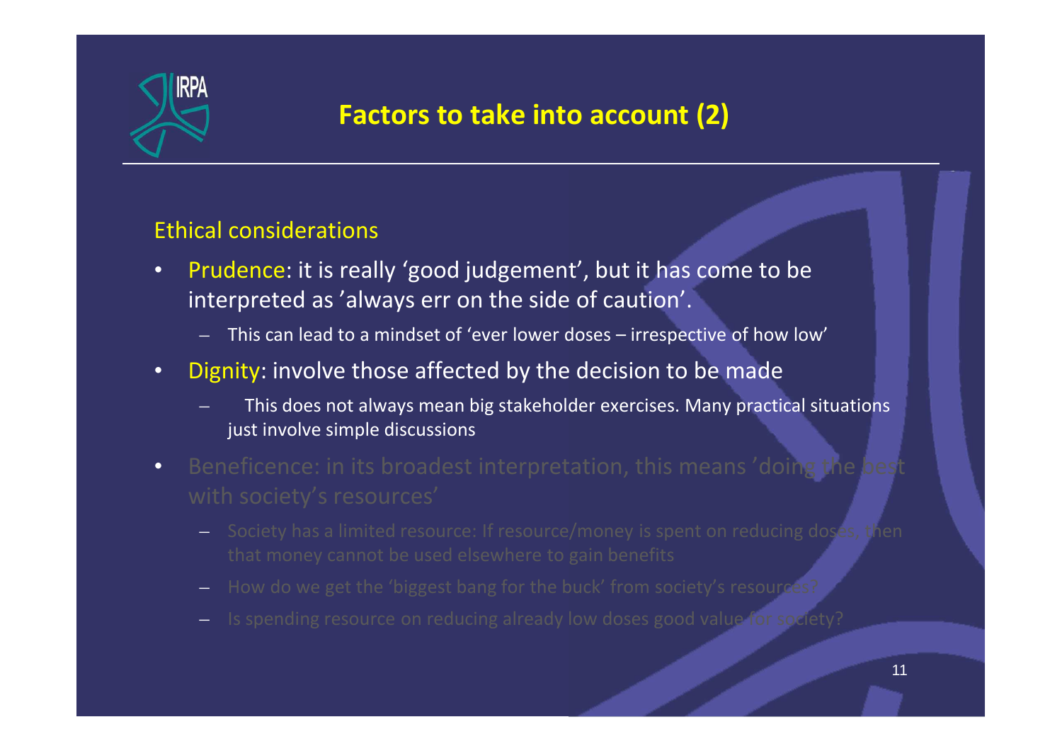## Factors to take into account (2)

Ethical considerations

- Prudence: it is really 'good judgement', but it has come to be interpreted as 'always err on the side of caution'.
  - This can lead to a mindset of 'ever lower doses – irrespective of how low'
- Dignity: involve those affected by the decision to be made
  - This does not always mean big stakeholder exercises. Many practical situations just involve simple discussions
- Beneficence: in its broadest interpretation, this means 'doing the best with society's resources'
  - Society has a limited resource: If resource/money is spent on reducing doses, then that money cannot be used elsewhere to gain benefits
  - How do we get the 'biggest bang for the buck' from society's resources?
  - Is spending resource on reducing already low doses good value for society?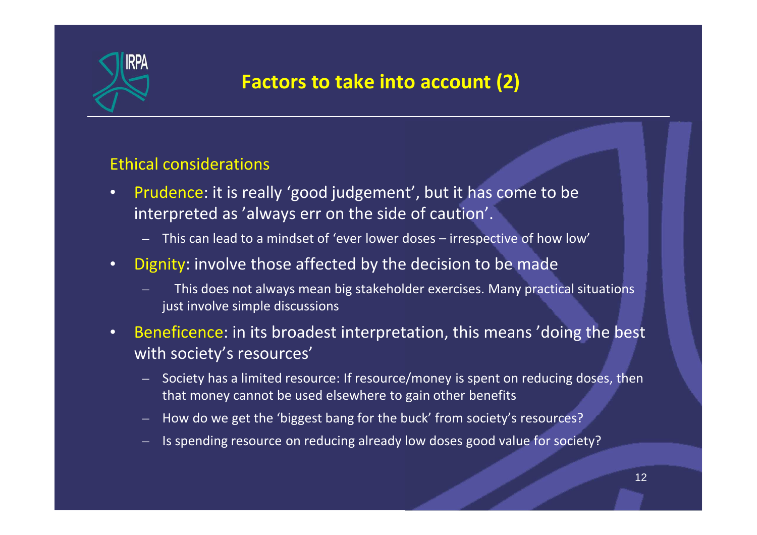## Factors to take into account (2)

### Ethical considerations

- Prudence: it is really ‘good judgement’, but it has come to be interpreted as ’always err on the side of caution’.
  - This can lead to a mindset of ‘ever lower doses – irrespective of how low’
- Dignity: involve those affected by the decision to be made
  - This does not always mean big stakeholder exercises. Many practical situations just involve simple discussions
- Beneficence: in its broadest interpretation, this means ’doing the best with society’s resources’
  - Society has a limited resource: If resource/money is spent on reducing doses, then that money cannot be used elsewhere to gain other benefits
  - How do we get the ‘biggest bang for the buck’ from society’s resources?
  - Is spending resource on reducing already low doses good value for society?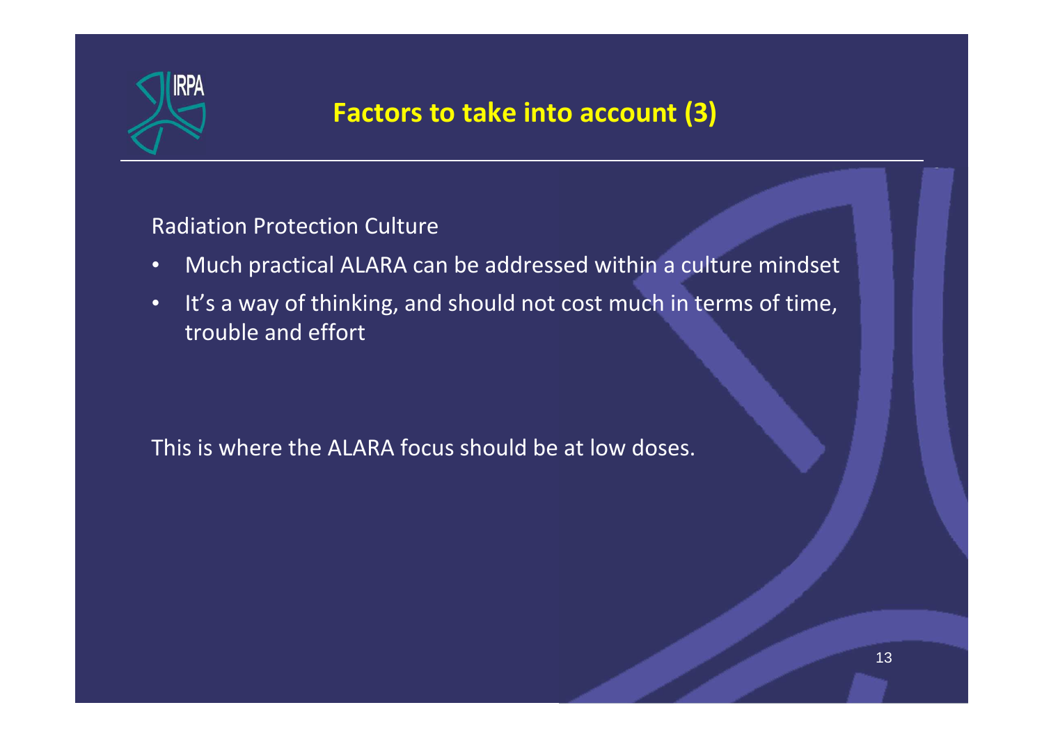# Factors to take into account (3)

Radiation Protection Culture

- Much practical ALARA can be addressed within a culture mindset
- It's a way of thinking, and should not cost much in terms of time, trouble and effort

This is where the ALARA focus should be at low doses.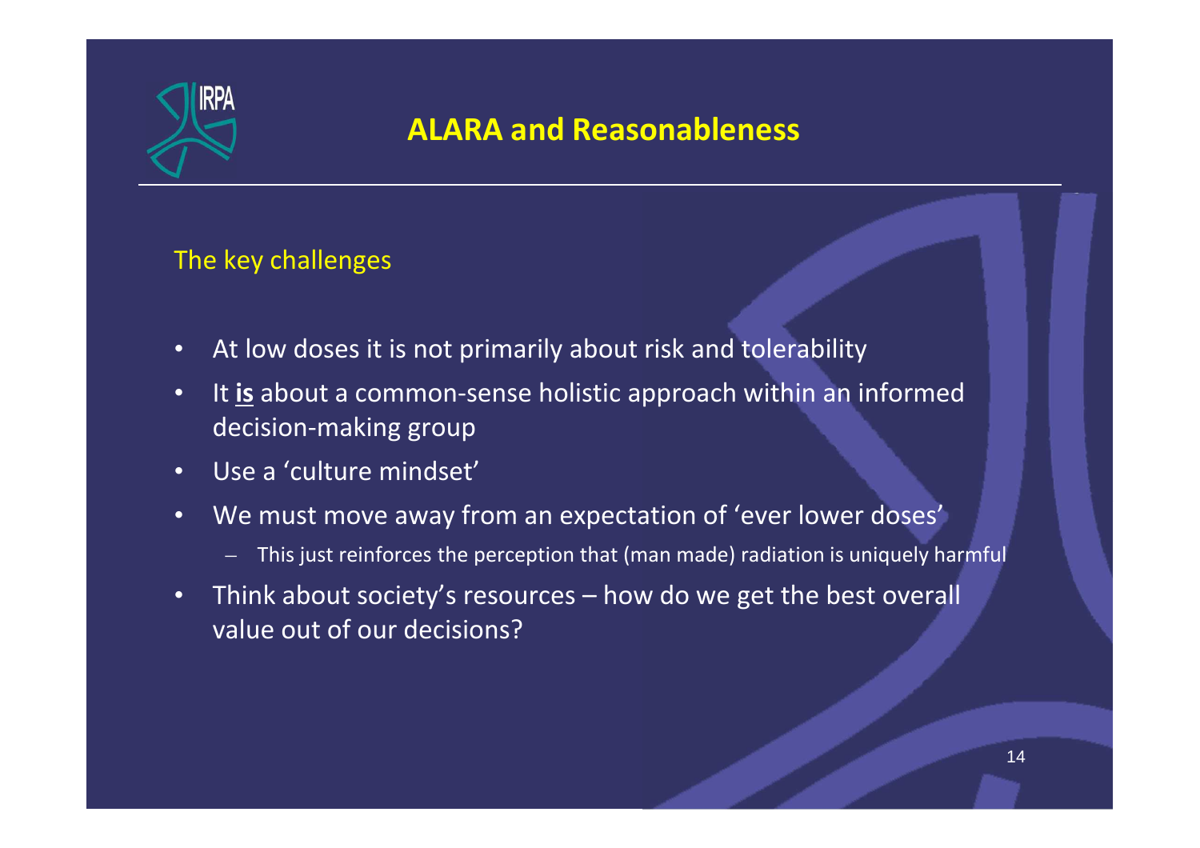## ALARA and Reasonableness

The key challenges

- At low doses it is not primarily about risk and tolerability
- It **is** about a common-sense holistic approach within an informed decision-making group
- Use a ‘culture mindset’
- We must move away from an expectation of ‘ever lower doses’
  - This just reinforces the perception that (man made) radiation is uniquely harmful
- Think about society’s resources – how do we get the best overall value out of our decisions?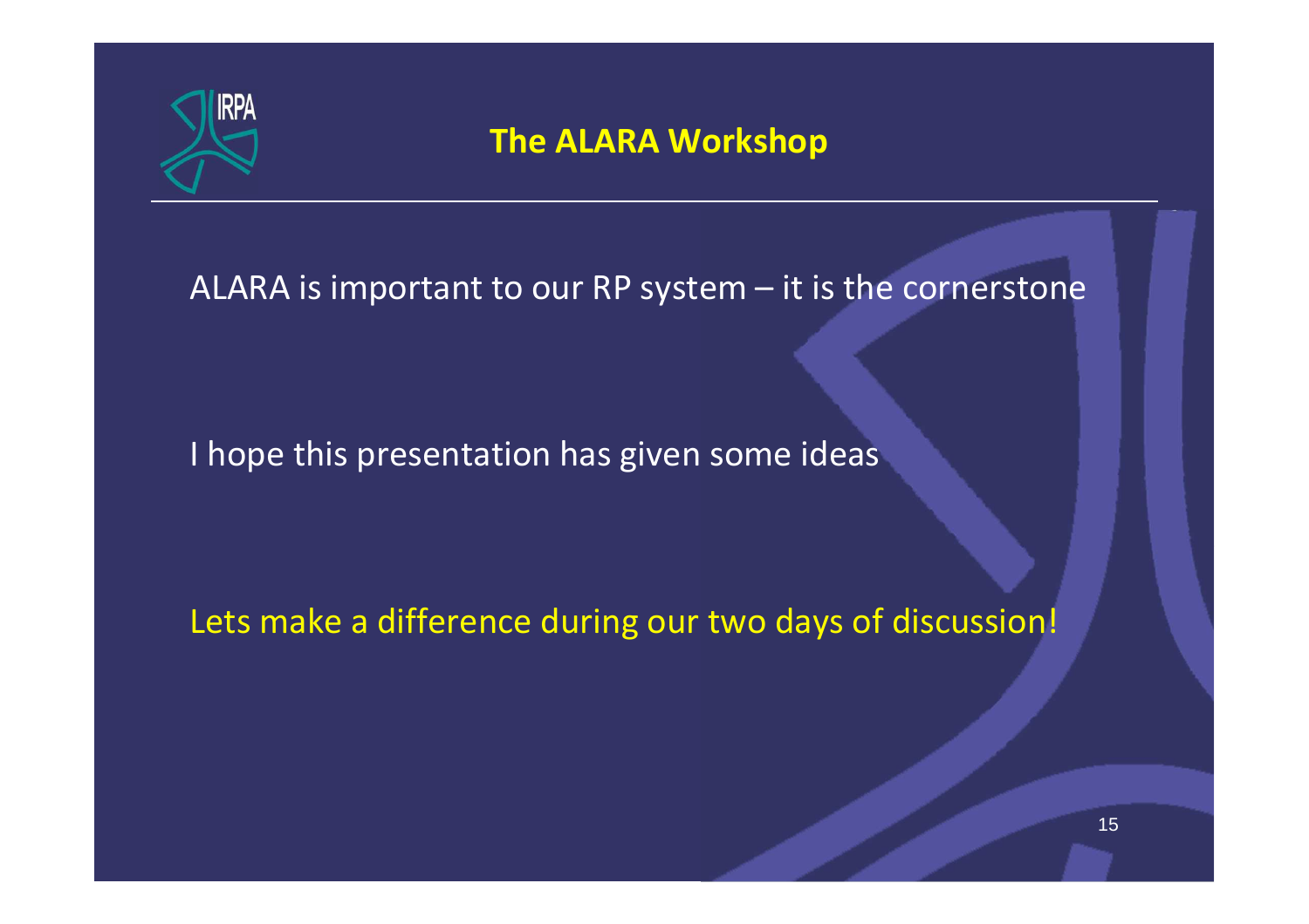## The ALARA Workshop

ALARA is important to our RP system – it is the cornerstone

I hope this presentation has given some ideas

Lets make a difference during our two days of discussion!